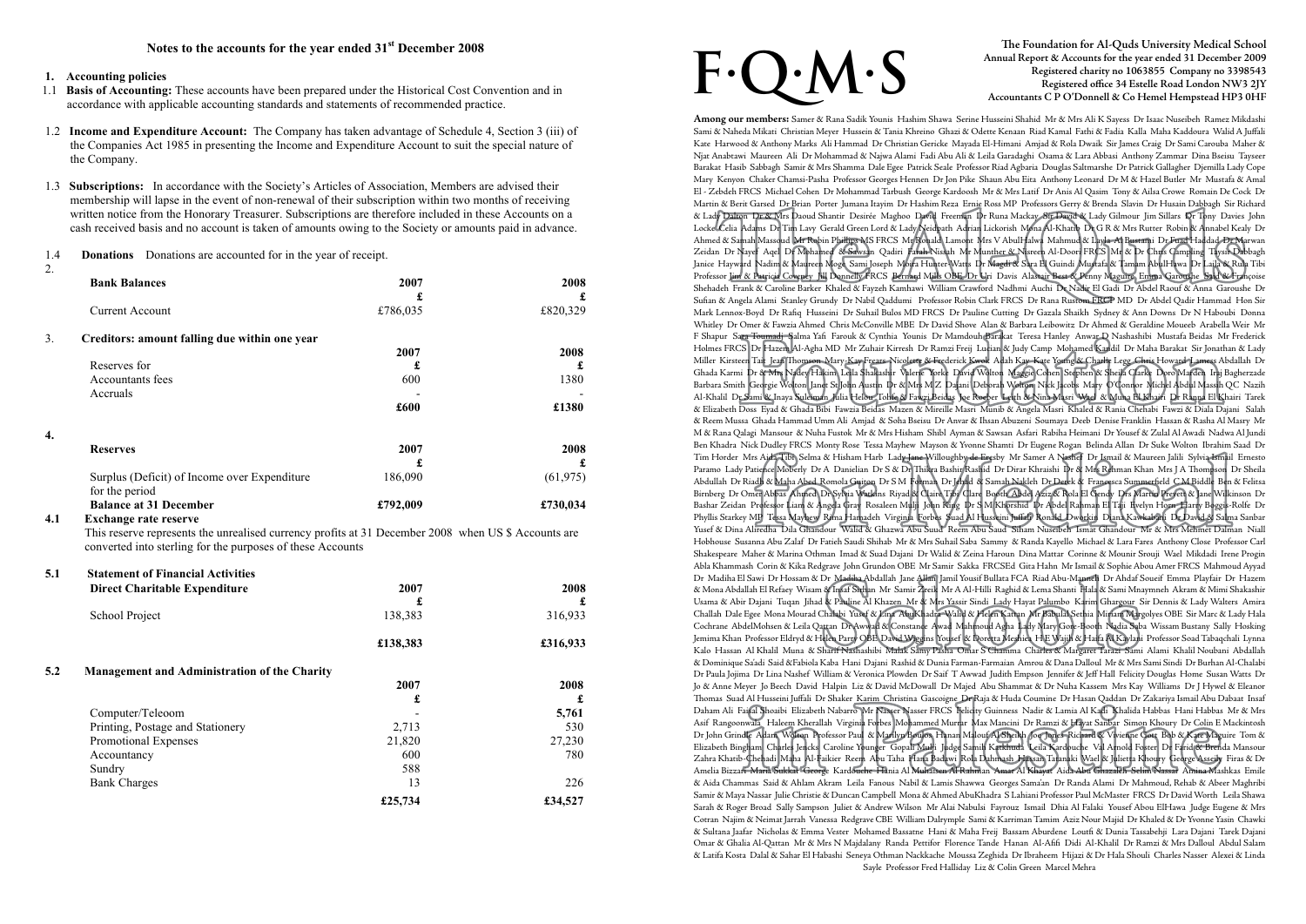## Notes to the accounts for the year ended 31st December 2008

### 1. Accounting policies

1.1 **Basis of Accounting:** These accounts have been prepared under the Historical Cost Convention and in accordance with applicable accounting standards and statements of recommended practice.

1.2 **Income and Expenditure Account:** The Company has taken advantage of Schedule 4, Section 3 (iii) of the Companies Act 1985 in presenting the Income and Expenditure Account to suit the special nature of the Company.

1.3 **Subscriptions:** In accordance with the Society's Articles of Association, Members are advised their membership will lapse in the event of non-renewal of their subscription within two months of receiving written notice from the Honorary Treasurer. Subscriptions are therefore included in these Accounts on a cash received basis and no account is taken of amounts owing to the Society or amounts paid in advance.

1.4 **Donations** Donations are accounted for in the year of receipt.

### 2.

| **Bank Balances** | **2007** | **2008** |
|---|---|---|
| | **£** | **£** |
| Current Account | £786,035 | £820,329 |

### 3. Creditors: amount falling due within one year

| | **2007** | **2008** |
|---|---|---|
| Reserves for | **£** | **£** |
| Accountants fees | 600 | 1380 |
| Accruals | - | - |
| | **£600** | **£1380** |

### 4.

| **Reserves** | **2007** | **2008** |
|---|---|---|
| | **£** | **£** |
| Surplus (Deficit) of Income over Expenditure for the period | 186,090 | (61,975) |
| **Balance at 31 December** | **£792,009** | **£730,034** |

**4.1 Exchange rate reserve**

This reserve represents the unrealised currency profits at 31 December 2008 when US $ Accounts are converted into sterling for the purposes of these Accounts

### 5.1 Statement of Financial Activities

| **Direct Charitable Expenditure** | **2007** | **2008** |
|---|---|---|
| | **£** | **£** |
| School Project | 138,383 | 316,933 |
| | **£138,383** | **£316,933** |

### 5.2 Management and Administration of the Charity

| | **2007** | **2008** |
|---|---|---|
| | **£** | **£** |
| Computer/Teleoom | - | **5,761** |
| Printing, Postage and Stationery | 2,713 | 530 |
| Promotional Expenses | 21,820 | 27,230 |
| Accountancy | 600 | 780 |
| Sundry | 588 | |
| Bank Charges | 13 | 226 |
| | **£25,734** | **£34,527** |

# F·Q·M·S

**The Foundation for Al-Quds University Medical School**
**Annual Report & Accounts for the year ended 31 December 2009**
**Registered charity no 1063855 Company no 3398543**
**Registered office 34 Estelle Road London NW3 2JY**
**Accountants C P O'Donnell & Co Hemel Hempstead HP3 0HF**

**Among our members:** Samer & Rana Sadik Younis Hashim Shawa Serine Husseini Shahid Mr & Mrs Ali K Sayess Dr Isaac Nuseibeh Ramez Mikdashi Sami & Naheda Mikati Christian Meyer Hussein & Tania Khreino Ghazi & Odette Kenaan Riad Kamal Fathi & Fadia Kalla Maha Kaddoura Walid A Juffali Kate Harwood & Anthony Marks Ali Hammad Dr Christian Gericke Mayada El-Himani Amjad & Rola Dwaik Sir James Craig Dr Sami Carouba Maher & Njat Anabtawi Maureen Ali Dr Mohammad & Najwa Alami Fadi Abu Ali & Leila Garadaghi Osama & Lara Abbasi Anthony Zammar Dina Bseisu Tayseer Barakat Hasib Sabbagh Samir & Mrs Shamma Dale Egee Patrick Seale Professor Riad Agbaria Douglas Saltmarshe Dr Patrick Gallagher Djemilla Lady Cope Mary Kenyon Chaker Chamsi-Pasha Professor Georges Hennen Dr Jon Pike Shaun Abu Eita Anthony Leonard Dr M & Hazel Butler Mr Mustafa & Amal El - Zebdeh FRCS Michael Cohen Dr Mohammad Tarbush George Kardoosh Mr & Mrs Latif Dr Anis Al Qasim Tony & Ailsa Crowe Romain De Cock Dr Martin & Berit Garsed Dr Brian Porter Jumana Itayim Dr Hashim Reza Ernie Ross MP Professors Gerry & Brenda Slavin Dr Husain Dabbagh Sir Richard & Lady Dalton Dr & Mrs Daoud Shantir Desirée Maghoo David Freeman Dr Runa Mackay Sir David & Lady Gilmour Jim Sillars Dr Tony Davies John Locke Celia Adams Dr Tim Lavy Gerald Green Lord & Lady Neidpath Adrian Lickorish Mona Al-Khatib Dr G R & Mrs Rutter Robin & Annabel Kealy Dr Ahmed & Samah Massoud Mr Robin Phillips MS FRCS Mr Ronald Lamont Mrs V AbulHalwa Mahmud & Layla Al Bustami Dr Fuad Haddad Dr Marwan Zeidan Dr Nayef Aqel Dr Mohamed & Sawsan Qadiri Farah Nissah Mr Munther & Nisreen Al-Doori FRCS Mr & Dr Chris Campling Taysir Dabbagh Janice Hayward Nadim & Maureen Moge Sami Joseph Moira Hunter-Watts Dr Magdi & Sara El Guindi Mustafa & Tamam AbulHawa Dr Laila & Ruba Tibi Professor Jim & Patricia Coveney Jill Donnelly FRCS Bernard Mills OBE Dr Uri Davis Alastair Best & Penny Maguire Emma Garoushe Saad & Françoise Shehadeh Frank & Caroline Barker Khaled & Fayzeh Kamhawi William Crawford Nadhmi Auchi Dr Nadir El Gadi Dr Abdel Raouf & Anna Garoushe Dr Sufian & Angela Alami Stanley Grundy Dr Nabil Qaddumi Professor Robin Clark FRCS Dr Rana Rustom FRCP MD Dr Abdel Qadir Hammad Hon Sir Mark Lennox-Boyd Dr Rafiq Husseini Dr Suhail Bulos MD FRCS Dr Pauline Cutting Dr Gazala Shaikh Sydney & Ann Downs Dr N Haboubi Donna Whitley Dr Omer & Fawzia Ahmed Chris McConville MBE Dr David Shove Alan & Barbara Leibowitz Dr Ahmed & Geraldine Moueeb Arabella Weir Mr F Shapur Sara Toumadj Salma Yafi Farouk & Cynthia Younis Dr Mamdouh Barakat Teresa Hanley Anwar D Nashashibi Mustafa Beidas Mr Frederick Holmes FRCS Dr Hazem Al-Agha MD Mr Zuhair Kirresh Dr Ramzi Freij Lucian & Judy Camp Mohamed Kandil Dr Maha Barakat Sir Jonathan & Lady Miller Kirsteen Tait Jean Thomson Mary-Kay Frears Nicolette & Frederick Kwok Adah Kay Kate Young & Charlie Legg Chris Howard Lamess Abdallah Dr Ghada Karmi Dr & Mrs Nadey Hakim Leila Shakashir Valerie Yorke David Wolton Maggie Cohen Stephen & Sheila Clarke Doro Marden Iraj Bagherzade Barbara Smith Georgie Wolton Janet St John Austin Dr & Mrs M Z Dajani Deborah Wolton Nick Jacobs Mary O'Connor Michel Abdul Massih QC Nazih Al-Khalil Dr Sami & Inaya Suleiman Julia Helou Tollis & Fawzi Beidas Joe Roeber Leith & Nina Masri Wael & Muna El Khairi Dr Ranna El Khairi Tarek & Elizabeth Doss Eyad & Ghada Bibi Fawzia Beidas Mazen & Mireille Masri Munib & Angela Masri Khaled & Rania Chehabi Fawzi & Diala Dajani Salah & Reem Mussa Ghada Hammad Umm Ali Amjad & Soha Bseisu Dr Anvar & Ihsan Abuzeni Soumaya Deeb Denise Franklin Hassan & Rasha Al Masry Mr M & Rana Qalagi Mansour & Nuha Fustok Mr & Mrs Hisham Shibl Ayman & Sawsan Asfari Rabiha Heimani Dr Yousef & Zulal Al Awadi Nadwa Al Jundi Ben Khadra Nick Dudley FRCS Monty Rose Tessa Mayhew Mayson & Yvonne Shamti Dr Eugene Rogan Belinda Allan Dr Suke Wolton Ibrahim Saad Dr Tim Horder Mrs Aida Tibi Selma & Hisham Harb Lady Jane Willoughby de Eresby Mr Samer A Nashef Dr Ismail & Maureen Jalili Sylvia Ismail Ernesto Paramo Lady Patience Moberly Dr A Danielian Dr S & Dr Thikra Bashir Rashid Dr Dirar Khraishi Dr & Mrs Rehman Khan Mrs J A Thompson Dr Sheila Abdullah Dr Riadh & Maha Abed Romola Guiton Dr S M Forman Dr Jehad & Samah Nakleh Dr Derek & Francesca Summerfield C M Biddle Ben & Felitsa Birnberg Dr Omer Abbas Ahmed Dr Sylvia Watkins Riyad & Claire Tibi Clare Booth Abdel Aziz & Rola El Gendy Drs Martin Prevett & Jane Wilkinson Dr Bashar Zeidan Professor Liam & Angela Gray Rosaleen Mulji John King Dr S M Khorshid Dr Abdel Rahman El Tai Evelyn Horn Harry Boggis-Rolfe Dr Phyllis Starkey MP Tessa Mayhew Rima Hamadeh Virginia Forbes Suad Al Husseini Juffali Ronald Dworkin Diana Kawkabani Dr David & Salma Sanbar Yusef & Dina Alirediha Dila Ghandour Walid & Ghazwa Abu Suud Reem Abu Saud Siham Nuseibeh Ismat Ghandour Mr & Mrs Mehmet Dalman Niall Hobhouse Susanna Abu Zalaf Dr Fatieh Saudi Shihab Mr & Mrs Suhail Saba Sammy & Randa Kayello Michael & Lara Fares Anthony Close Professor Carl Shakespeare Maher & Marina Othman Imad & Suad Dajani Dr Walid & Zeina Haroun Dina Mattar Corinne & Mounir Srouji Wael Mikdadi Irene Progin Abla Khammash Corin & Kika Redgrave John Grundon OBE Mr Samir Sakka FRCSEd Gita Hahn Mr Ismail & Sophie Abou Amer FRCS Mahmoud Ayyad Dr Madiha El Sawi Dr Hossam & Dr Madiha Abdallah Jane Allan Jamil Yousif Bullata FCA Riad Abu-Manneh Dr Ahdaf Soueif Emma Playfair Dr Hazem & Mona Abdallah El Refaey Wisam & Insaf Sirhan Mr Samir Zreik Mr A Al-Hilli Raghid & Lema Shanti Hala & Sami Mnaymneh Akram & Mimi Shakashir Usama & Abir Dajani Tuqan Jihad & Pauline Al Khazen Mr & Mrs Yassir Sindi Lady Hayat Palumbo Karim Ghargour Sir Dennis & Lady Walters Amira Challah Dale Egee Mona Mourad Chalabi Yusef & Lana AbuKhadra Walid & Helen Kattan Mr Babulal Sethia Miriam Margolyes OBE Sir Marc & Lady Hala Cochrane AbdelMohsen & Leila Qattan Dr Awwad & Constance Awad Mahmoud Agha Lady Mary Gore-Booth Nadia Saba Wissam Bustany Sally Hosking Jemima Khan Professor Eldryd & Helen Parry OBE David Wiggins Yousef & Doretta Meshiea H E Wajih & Hana Al Kaylani Professor Soad Tabaqchali Lynna Kalo Hassan Al Khalil Muna & Sharif Nashashibi Malak Samy Pasha Omar S Chamma Charles & Margaret Taraz Sami Alami Khalil Noubani Abdallah & Dominique Sa'adi Said &Fabiola Kaba Hani Dajani Rashid & Dunia Farman-Farmaian Amrou & Dana Dalloul Mr & Mrs Sami Sindi Dr Burhan Al-Chalabi Dr Paula Jojima Dr Lina Nashef William & Veronica Plowden Dr Saif T Awwad Judith Empson Jennifer & Jeff Hall Felicity Douglas Home Susan Watts Dr Jo & Anne Meyer Jo Beech David Halpin Liz & David McDowall Dr Majed Abu Shammat & Dr Nuha Kassem Mrs Kay Williams Dr J Hywel & Eleanor Thomas Suad Al Husseini Juffali Dr Shaker Karim Christina Gascoigne Dr Raja & Huda Coumine Dr Hasan Qaddan Dr Zakariya Ismail Abu Dabaat Insaf Daham Ali Faisal Shoaibi Elizabeth Nabarro Mr Nasser Nasser FRCS Felicity Guinness Nadir & Lamia Al Kadi Khalida Habbas Hani Habbas Mr & Mrs Asif Rangoonwala Haleem Kherallah Virginia Forbes Mohammed Murrar Max Mancini Dr Ramzi & Hayat Sanbar Simon Khoury Dr Colin E Mackintosh Dr John Grindle Adam Wolton Professor Paul & Marilyn Boulos Hanan Malouf Al Sheikh Joe Jones Richard & Vivienne Gott Bob & Kate Maguire Tom & Elizabeth Bingham Charles Jencks Caroline Younger Gopal Mulji Judge Samih Katkhuda Leila Kardouche Val Arnold Foster Dr Farid & Brenda Mansour Zahra Khatib-Chehadi Maha Al-Faikier Reem Abu Taha Hana Badawi Rola Dahmash Hassan Taranaki Wael & Julietta Khoury George Asseily Firas & Dr Amelia Bizzari Marta Sukkar George Kardouche Hania Al Muhtasseb Al Rahman Amar Al Khayat Aida Abu Ghazaleh Selim Nassar Amina Mashkas Emile & Aida Chammas Said & Ahlam Akram Leila Fanous Nabil & Lamis Shawwa Georges Sama'an Dr Randa Alami Dr Mahmoud, Rehab & Abeer Maghribi Samir & Maya Nassar Julie Christie & Duncan Campbell Mona & Ahmed AbuKhadra S Lahiani Professor Paul McMaster FRCS Dr David Worth Leila Shawa Sarah & Roger Broad Sally Sampson Juliet & Andrew Wilson Mr Alai Nabulsi Fayrouz Ismail Dhia Al Falaki Yousef Abou ElHawa Judge Eugene & Mrs Cotran Najim & Neimat Jarrah Vanessa Redgrave CBE William Dalrymple Sami & Karriman Tamim Aziz Nour Majid Dr Khaled & Dr Yvonne Yasin Chawki & Sultana Jaafar Nicholas & Emma Vester Mohamed Bassatne Hani & Maha Freij Bassam Aburdene Loutfi & Dunia Tassabehji Lara Dajani Tarek Dajani Omar & Ghalia Al-Qattan Mr & Mrs N Majdalany Randa Pettifor Florence Tande Hanan Al-Afifi Didi Al-Khalil Dr Ramzi & Mrs Dalloul Abdul Salam & Latifa Kosta Dalal & Sahar El Habashi Seneya Othman Nackkache Moussa Zeghida Dr Ibraheem Hijazi & Dr Hala Shouli Charles Nasser Alexei & Linda Sayle Professor Fred Halliday Liz & Colin Green Marcel Mehra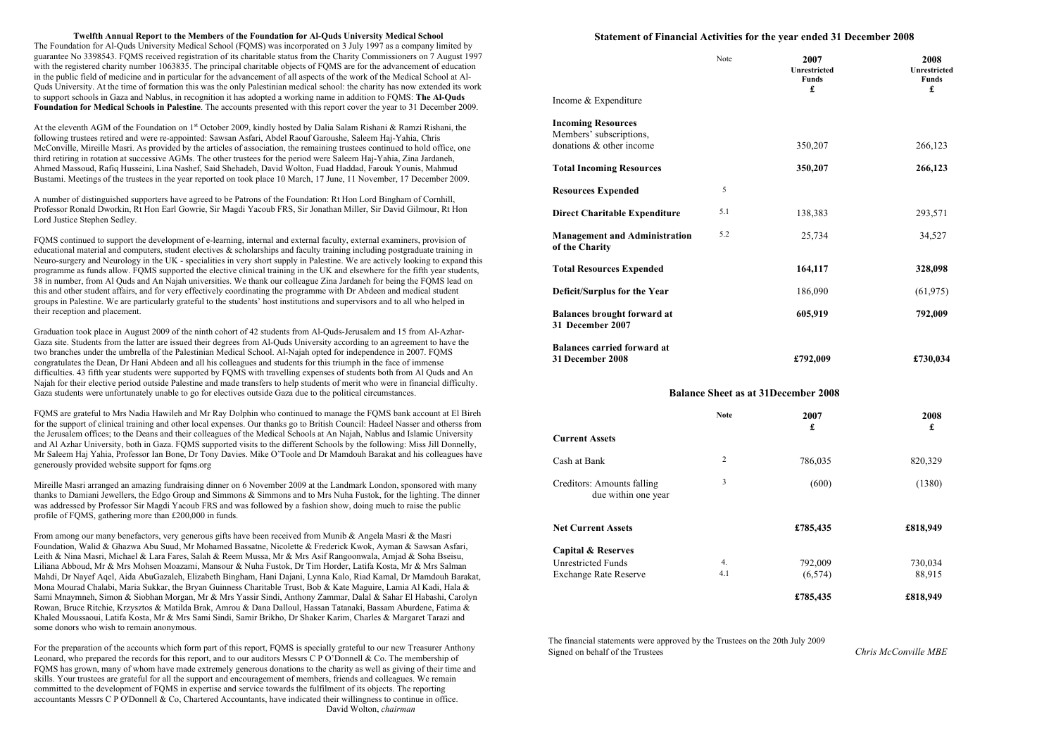**Twelfth Annual Report to the Members of the Foundation for Al-Quds University Medical School**

The Foundation for Al-Quds University Medical School (FQMS) was incorporated on 3 July 1997 as a company limited by guarantee No 3398543. FQMS received registration of its charitable status from the Charity Commissioners on 7 August 1997 with the registered charity number 1063835. The principal charitable objects of FQMS are for the advancement of education in the public field of medicine and in particular for the advancement of all aspects of the work of the Medical School at Al-Quds University. At the time of formation this was the only Palestinian medical school: the charity has now extended its work to support schools in Gaza and Nablus, in recognition it has adopted a working name in addition to FQMS: **The Al-Quds Foundation for Medical Schools in Palestine**. The accounts presented with this report cover the year to 31 December 2009.

At the eleventh AGM of the Foundation on 1st October 2009, kindly hosted by Dalia Salam Rishani & Ramzi Rishani, the following trustees retired and were re-appointed: Sawsan Asfari, Abdel Raouf Garoushe, Saleem Haj-Yahia, Chris McConville, Mireille Masri. As provided by the articles of association, the remaining trustees continued to hold office, one third retiring in rotation at successive AGMs. The other trustees for the period were Saleem Haj-Yahia, Zina Jardaneh, Ahmed Massoud, Rafiq Husseini, Lina Nashef, Said Shehadeh, David Wolton, Fuad Haddad, Farouk Younis, Mahmud Bustami. Meetings of the trustees in the year reported on took place 10 March, 17 June, 11 November, 17 December 2009.

A number of distinguished supporters have agreed to be Patrons of the Foundation: Rt Hon Lord Bingham of Cornhill, Professor Ronald Dworkin, Rt Hon Earl Gowrie, Sir Magdi Yacoub FRS, Sir Jonathan Miller, Sir David Gilmour, Rt Hon Lord Justice Stephen Sedley.

FQMS continued to support the development of e-learning, internal and external faculty, external examiners, provision of educational material and computers, student electives & scholarships and faculty training including postgraduate training in Neuro-surgery and Neurology in the UK - specialities in very short supply in Palestine. We are actively looking to expand this programme as funds allow. FQMS supported the elective clinical training in the UK and elsewhere for the fifth year students, 38 in number, from Al Quds and An Najah universities. We thank our colleague Zina Jardaneh for being the FQMS lead on this and other student affairs, and for very effectively coordinating the programme with Dr Abdeen and medical student groups in Palestine. We are particularly grateful to the students' host institutions and supervisors and to all who helped in their reception and placement.

Graduation took place in August 2009 of the ninth cohort of 42 students from Al-Quds-Jerusalem and 15 from Al-Azhar-Gaza site. Students from the latter are issued their degrees from Al-Quds University according to an agreement to have the two branches under the umbrella of the Palestinian Medical School. Al-Najah opted for independence in 2007. FQMS congratulates the Dean, Dr Hani Abdeen and all his colleagues and students for this triumph in the face of immense difficulties. 43 fifth year students were supported by FQMS with travelling expenses of students both from Al Quds and An Najah for their elective period outside Palestine and made transfers to help students of merit who were in financial difficulty. Gaza students were unfortunately unable to go for electives outside Gaza due to the political circumstances.

FQMS are grateful to Mrs Nadia Hawileh and Mr Ray Dolphin who continued to manage the FQMS bank account at El Bireh for the support of clinical training and other local expenses. Our thanks go to British Council: Hadeel Nasser and otherss from the Jerusalem offices; to the Deans and their colleagues of the Medical Schools at An Najah, Nablus and Islamic University and Al Azhar University, both in Gaza. FQMS supported visits to the different Schools by the following: Miss Jill Donnelly, Mr Saleem Hal Yahia, Professor Ian Bone, Dr Tony Davies. Mike O'Toole and Dr Mamdouh Barakat and his colleagues have generously provided website support for fqms.org

Mireille Masri arranged an amazing fundraising dinner on 6 November 2009 at the Landmark London, sponsored with many thanks to Damiani Jewellers, the Edgo Group and Simmons & Simmons and to Mrs Nuha Fustok, for the lighting. The dinner was addressed by Professor Sir Magdi Yacoub FRS and was followed by a fashion show, doing much to raise the public profile of FQMS, gathering more than £200,000 in funds.

From among our many benefactors, very generous gifts have been received from Munib & Angela Masri & the Masri Foundation, Walid & Ghazwa Abu Suud, Mr Mohamed Bassatne, Nicolette & Frederick Kwok, Ayman & Sawsan Asfari, Leith & Nina Masri, Michael & Lara Fares, Salah & Reem Mussa, Mr & Mrs Asif Rangoonwala, Amjad & Soha Bseisu, Liliana Abboud, Mr & Mrs Mohsen Moazami, Mansour & Nuha Fustok, Dr Tim Horder, Latifa Kosta, Mr & Mrs Salman Mahdi, Dr Nayef Aqel, Aida AbuGazaleh, Elizabeth Bingham, Hani Dajani, Lynna Kalo, Riad Kamal, Dr Mamdouh Barakat, Mona Mourad Chalabi, Maria Sukkar, the Bryan Guinness Charitable Trust, Bob & Kate Maguire, Lamia Al Kadi, Hala & Sami Mnaymneh, Simon & Siobhan Morgan, Mr & Mrs Yassir Sindi, Anthony Zammar, Dalal & Sahar El Habashi, Carolyn Rowan, Bruce Ritchie, Krzysztos & Matilda Brak, Amrou & Dana Dalloul, Hassan Tatanaki, Bassam Aburdene, Fatima & Khaled Moussaoui, Latifa Kosta, Mr & Mrs Sami Sindi, Samir Brikho, Dr Shaker Karim, Charles & Margaret Tarazi and some donors who wish to remain anonymous.

For the preparation of the accounts which form part of this report, FQMS is specially grateful to our new Treasurer Anthony Leonard, who prepared the records for this report, and to our auditors Messrs C P O'Donnell & Co. The membership of FQMS has grown, many of whom have made extremely generous donations to the charity as well as giving of their time and skills. Your trustees are grateful for all the support and encouragement of members, friends and colleagues. We remain committed to the development of FQMS in expertise and service towards the fulfilment of its objects. The reporting accountants Messrs C P O'Donnell & Co, Chartered Accountants, have indicated their willingness to continue in office.

David Wolton, *chairman*

## Statement of Financial Activities for the year ended 31 December 2008

| | Note | 2007 Unrestricted Funds £ | 2008 Unrestricted Funds £ |
|---|---|---|---|
| Income & Expenditure | | | |
| **Incoming Resources** | | | |
| Members' subscriptions, donations & other income | | 350,207 | 266,123 |
| **Total Incoming Resources** | | **350,207** | **266,123** |
| **Resources Expended** | 5 | | |
| **Direct Charitable Expenditure** | 5.1 | 138,383 | 293,571 |
| **Management and Administration of the Charity** | 5.2 | 25,734 | 34,527 |
| **Total Resources Expended** | | **164,117** | **328,098** |
| **Deficit/Surplus for the Year** | | 186,090 | (61,975) |
| **Balances brought forward at 31 December 2007** | | **605,919** | **792,009** |
| **Balances carried forward at 31 December 2008** | | **£792,009** | **£730,034** |

## Balance Sheet as at 31December 2008

| | Note | 2007 £ | 2008 £ |
|---|---|---|---|
| **Current Assets** | | | |
| Cash at Bank | 2 | 786,035 | 820,329 |
| Creditors: Amounts falling due within one year | 3 | (600) | (1380) |
| **Net Current Assets** | | **£785,435** | **£818,949** |
| **Capital & Reserves** | | | |
| Unrestricted Funds | 4. | 792,009 | 730,034 |
| Exchange Rate Reserve | 4.1 | (6,574) | 88,915 |
| | | **£785,435** | **£818,949** |

The financial statements were approved by the Trustees on the 20th July 2009

Signed on behalf of the Trustees *Chris McConville MBE*